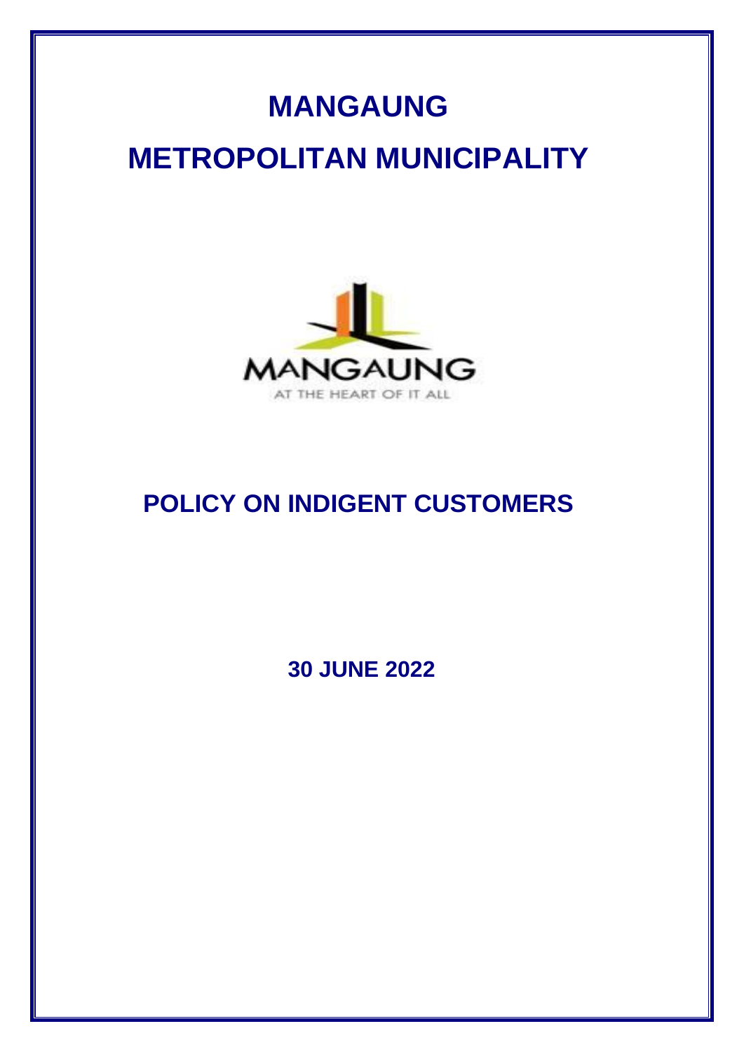# MANGAUNG

# METROPOLITAN MUNICIPALITY

## POLICY ON INDIGENT CUSTOMERS

**30 JUNE 2022**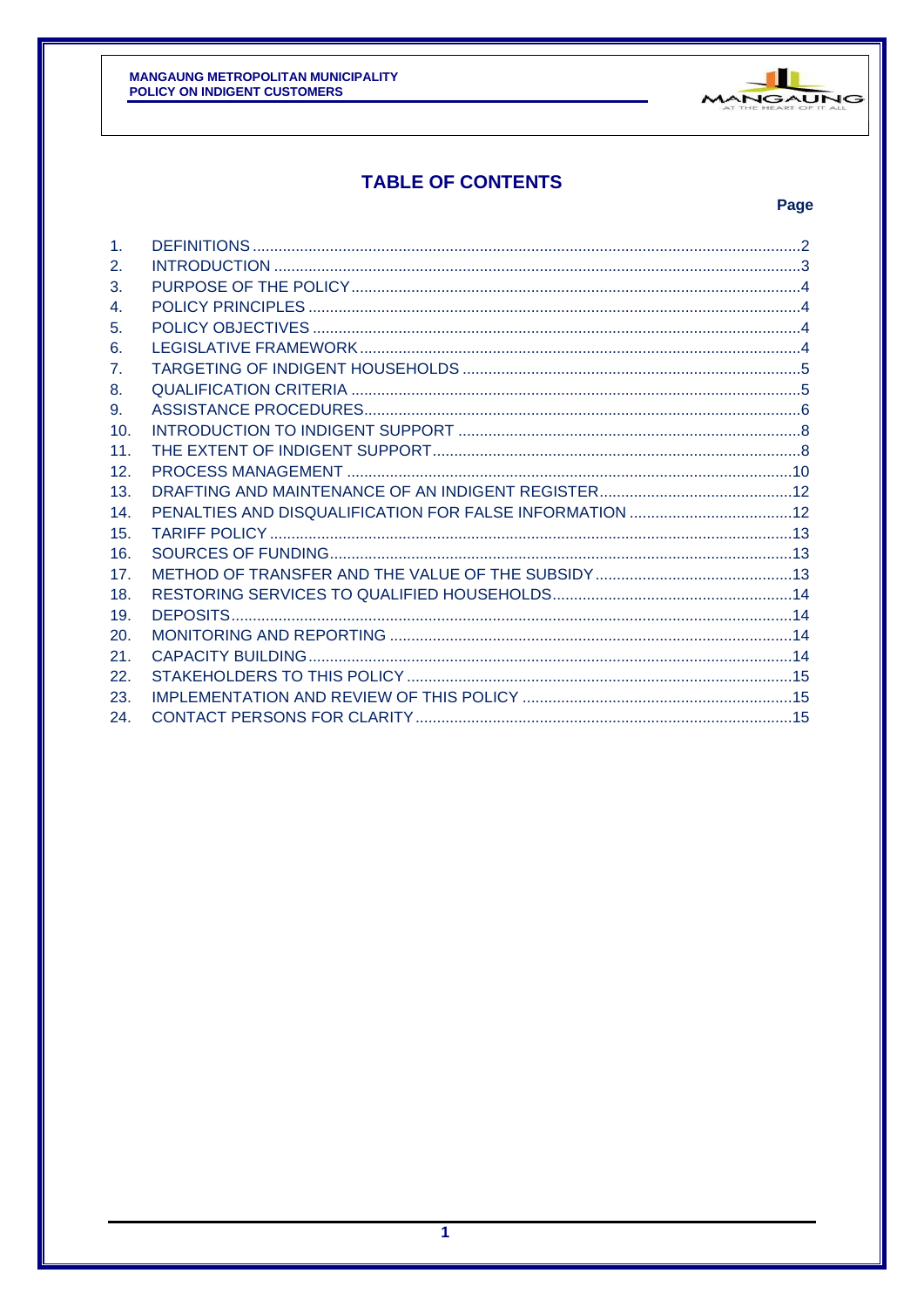## TABLE OF CONTENTS

| | | Page |
|---|---|---|
| 1. | DEFINITIONS | 2 |
| 2. | INTRODUCTION | 3 |
| 3. | PURPOSE OF THE POLICY | 4 |
| 4. | POLICY PRINCIPLES | 4 |
| 5. | POLICY OBJECTIVES | 4 |
| 6. | LEGISLATIVE FRAMEWORK | 4 |
| 7. | TARGETING OF INDIGENT HOUSEHOLDS | 5 |
| 8. | QUALIFICATION CRITERIA | 5 |
| 9. | ASSISTANCE PROCEDURES | 6 |
| 10. | INTRODUCTION TO INDIGENT SUPPORT | 8 |
| 11. | THE EXTENT OF INDIGENT SUPPORT | 8 |
| 12. | PROCESS MANAGEMENT | 10 |
| 13. | DRAFTING AND MAINTENANCE OF AN INDIGENT REGISTER | 12 |
| 14. | PENALTIES AND DISQUALIFICATION FOR FALSE INFORMATION | 12 |
| 15. | TARIFF POLICY | 13 |
| 16. | SOURCES OF FUNDING | 13 |
| 17. | METHOD OF TRANSFER AND THE VALUE OF THE SUBSIDY | 13 |
| 18. | RESTORING SERVICES TO QUALIFIED HOUSEHOLDS | 14 |
| 19. | DEPOSITS | 14 |
| 20. | MONITORING AND REPORTING | 14 |
| 21. | CAPACITY BUILDING | 14 |
| 22. | STAKEHOLDERS TO THIS POLICY | 15 |
| 23. | IMPLEMENTATION AND REVIEW OF THIS POLICY | 15 |
| 24. | CONTACT PERSONS FOR CLARITY | 15 |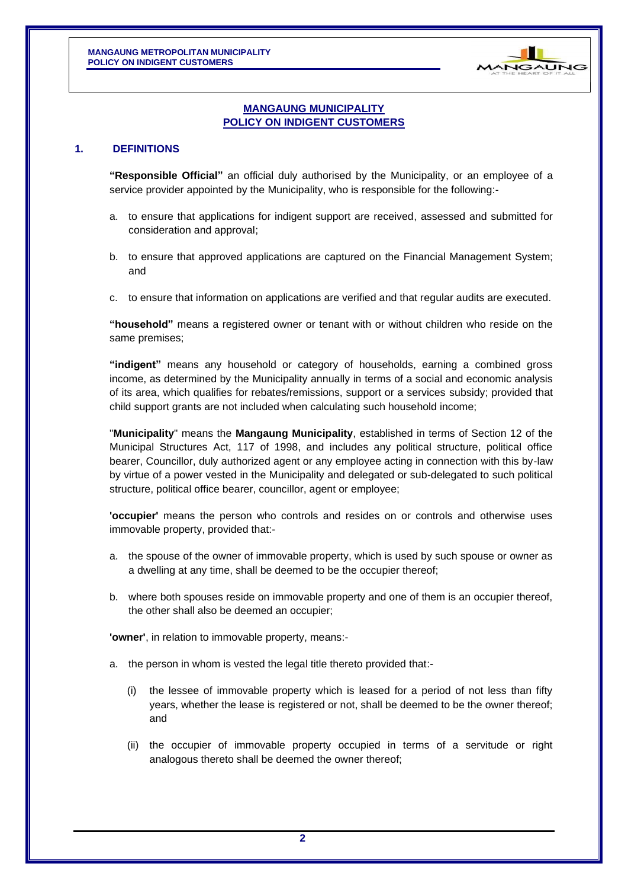## MANGAUNG MUNICIPALITY
## POLICY ON INDIGENT CUSTOMERS

### 1. DEFINITIONS

**"Responsible Official"** an official duly authorised by the Municipality, or an employee of a service provider appointed by the Municipality, who is responsible for the following:-

a. to ensure that applications for indigent support are received, assessed and submitted for consideration and approval;

b. to ensure that approved applications are captured on the Financial Management System; and

c. to ensure that information on applications are verified and that regular audits are executed.

**"household"** means a registered owner or tenant with or without children who reside on the same premises;

**"indigent"** means any household or category of households, earning a combined gross income, as determined by the Municipality annually in terms of a social and economic analysis of its area, which qualifies for rebates/remissions, support or a services subsidy; provided that child support grants are not included when calculating such household income;

"**Municipality**" means the **Mangaung Municipality**, established in terms of Section 12 of the Municipal Structures Act, 117 of 1998, and includes any political structure, political office bearer, Councillor, duly authorized agent or any employee acting in connection with this by-law by virtue of a power vested in the Municipality and delegated or sub-delegated to such political structure, political office bearer, councillor, agent or employee;

**'occupier'** means the person who controls and resides on or controls and otherwise uses immovable property, provided that:-

a. the spouse of the owner of immovable property, which is used by such spouse or owner as a dwelling at any time, shall be deemed to be the occupier thereof;

b. where both spouses reside on immovable property and one of them is an occupier thereof, the other shall also be deemed an occupier;

**'owner'**, in relation to immovable property, means:-

a. the person in whom is vested the legal title thereto provided that:-

   (i) the lessee of immovable property which is leased for a period of not less than fifty years, whether the lease is registered or not, shall be deemed to be the owner thereof; and

   (ii) the occupier of immovable property occupied in terms of a servitude or right analogous thereto shall be deemed the owner thereof;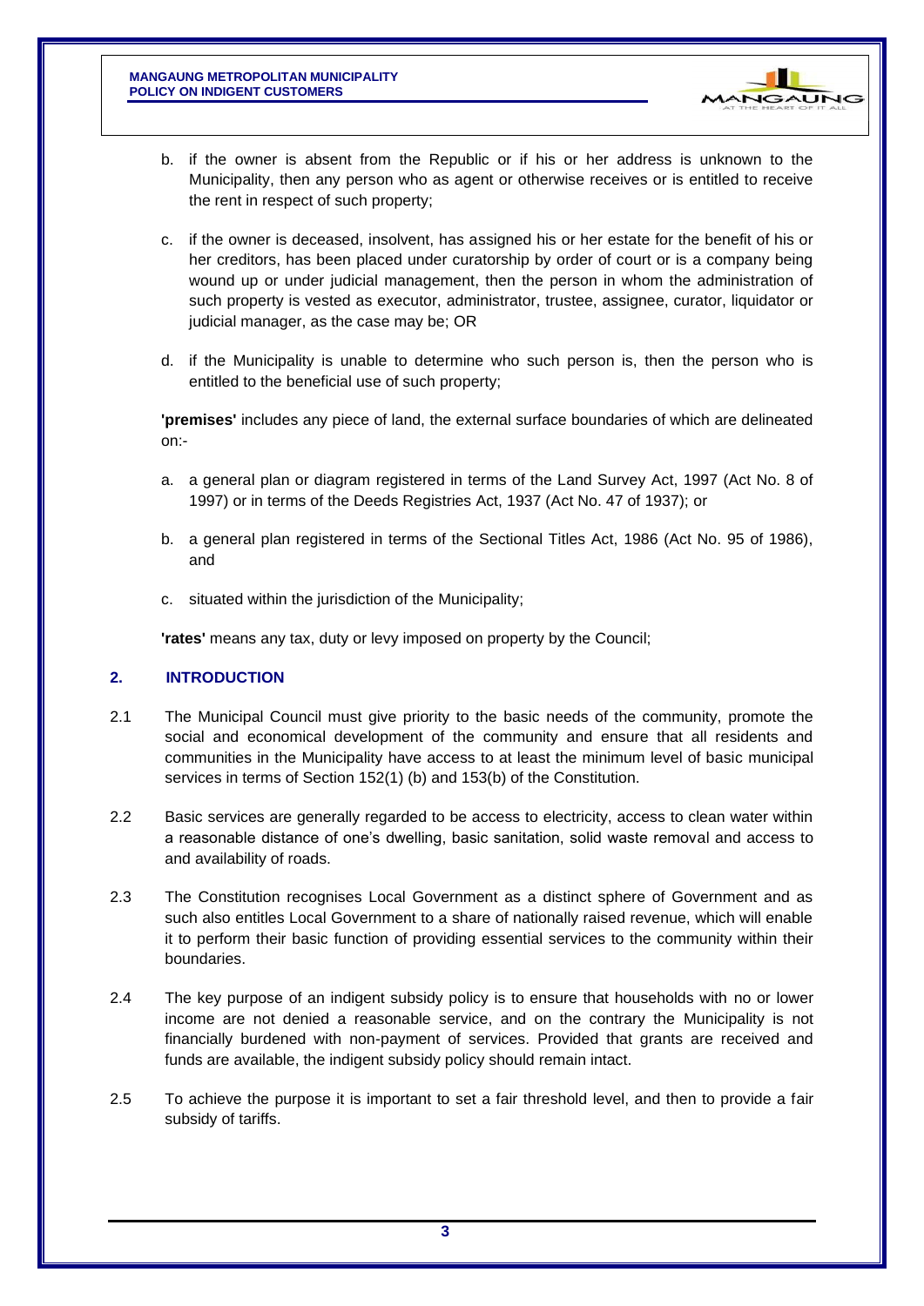b. if the owner is absent from the Republic or if his or her address is unknown to the Municipality, then any person who as agent or otherwise receives or is entitled to receive the rent in respect of such property;

c. if the owner is deceased, insolvent, has assigned his or her estate for the benefit of his or her creditors, has been placed under curatorship by order of court or is a company being wound up or under judicial management, then the person in whom the administration of such property is vested as executor, administrator, trustee, assignee, curator, liquidator or judicial manager, as the case may be; OR

d. if the Municipality is unable to determine who such person is, then the person who is entitled to the beneficial use of such property;

**'premises'** includes any piece of land, the external surface boundaries of which are delineated on:-

a. a general plan or diagram registered in terms of the Land Survey Act, 1997 (Act No. 8 of 1997) or in terms of the Deeds Registries Act, 1937 (Act No. 47 of 1937); or

b. a general plan registered in terms of the Sectional Titles Act, 1986 (Act No. 95 of 1986), and

c. situated within the jurisdiction of the Municipality;

**'rates'** means any tax, duty or levy imposed on property by the Council;

## 2. INTRODUCTION

2.1 The Municipal Council must give priority to the basic needs of the community, promote the social and economical development of the community and ensure that all residents and communities in the Municipality have access to at least the minimum level of basic municipal services in terms of Section 152(1) (b) and 153(b) of the Constitution.

2.2 Basic services are generally regarded to be access to electricity, access to clean water within a reasonable distance of one's dwelling, basic sanitation, solid waste removal and access to and availability of roads.

2.3 The Constitution recognises Local Government as a distinct sphere of Government and as such also entitles Local Government to a share of nationally raised revenue, which will enable it to perform their basic function of providing essential services to the community within their boundaries.

2.4 The key purpose of an indigent subsidy policy is to ensure that households with no or lower income are not denied a reasonable service, and on the contrary the Municipality is not financially burdened with non-payment of services. Provided that grants are received and funds are available, the indigent subsidy policy should remain intact.

2.5 To achieve the purpose it is important to set a fair threshold level, and then to provide a fair subsidy of tariffs.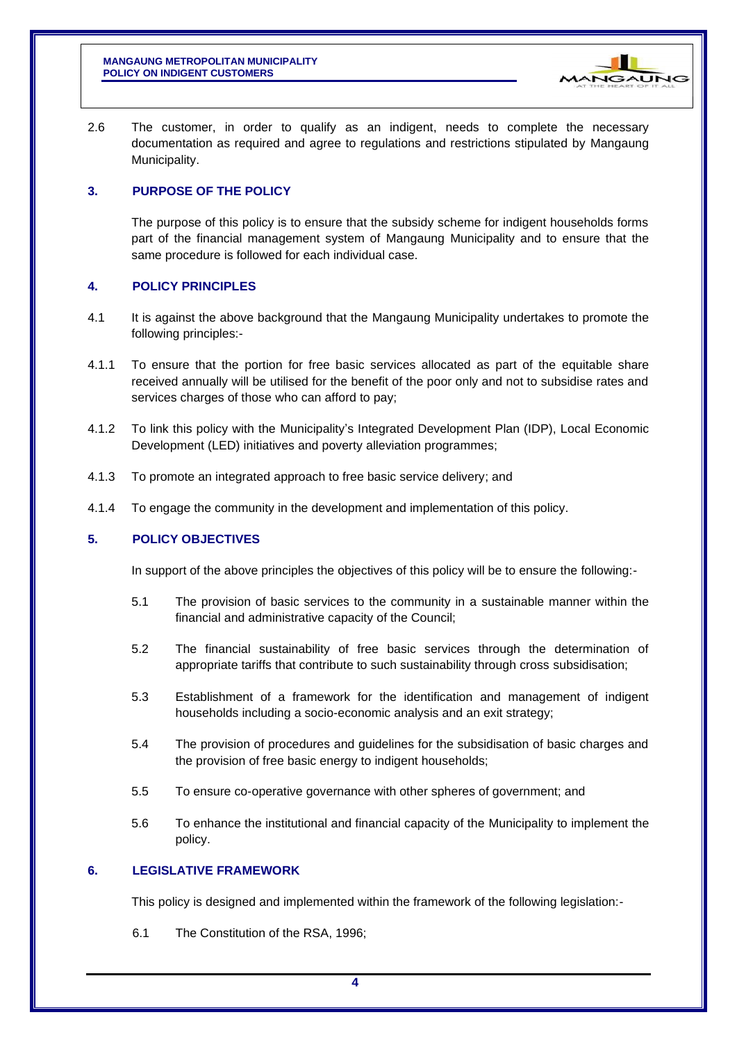2.6 The customer, in order to qualify as an indigent, needs to complete the necessary documentation as required and agree to regulations and restrictions stipulated by Mangaung Municipality.

## 3. PURPOSE OF THE POLICY

The purpose of this policy is to ensure that the subsidy scheme for indigent households forms part of the financial management system of Mangaung Municipality and to ensure that the same procedure is followed for each individual case.

## 4. POLICY PRINCIPLES

4.1 It is against the above background that the Mangaung Municipality undertakes to promote the following principles:-

4.1.1 To ensure that the portion for free basic services allocated as part of the equitable share received annually will be utilised for the benefit of the poor only and not to subsidise rates and services charges of those who can afford to pay;

4.1.2 To link this policy with the Municipality's Integrated Development Plan (IDP), Local Economic Development (LED) initiatives and poverty alleviation programmes;

4.1.3 To promote an integrated approach to free basic service delivery; and

4.1.4 To engage the community in the development and implementation of this policy.

## 5. POLICY OBJECTIVES

In support of the above principles the objectives of this policy will be to ensure the following:-

5.1 The provision of basic services to the community in a sustainable manner within the financial and administrative capacity of the Council;

5.2 The financial sustainability of free basic services through the determination of appropriate tariffs that contribute to such sustainability through cross subsidisation;

5.3 Establishment of a framework for the identification and management of indigent households including a socio-economic analysis and an exit strategy;

5.4 The provision of procedures and guidelines for the subsidisation of basic charges and the provision of free basic energy to indigent households;

5.5 To ensure co-operative governance with other spheres of government; and

5.6 To enhance the institutional and financial capacity of the Municipality to implement the policy.

## 6. LEGISLATIVE FRAMEWORK

This policy is designed and implemented within the framework of the following legislation:-

6.1 The Constitution of the RSA, 1996;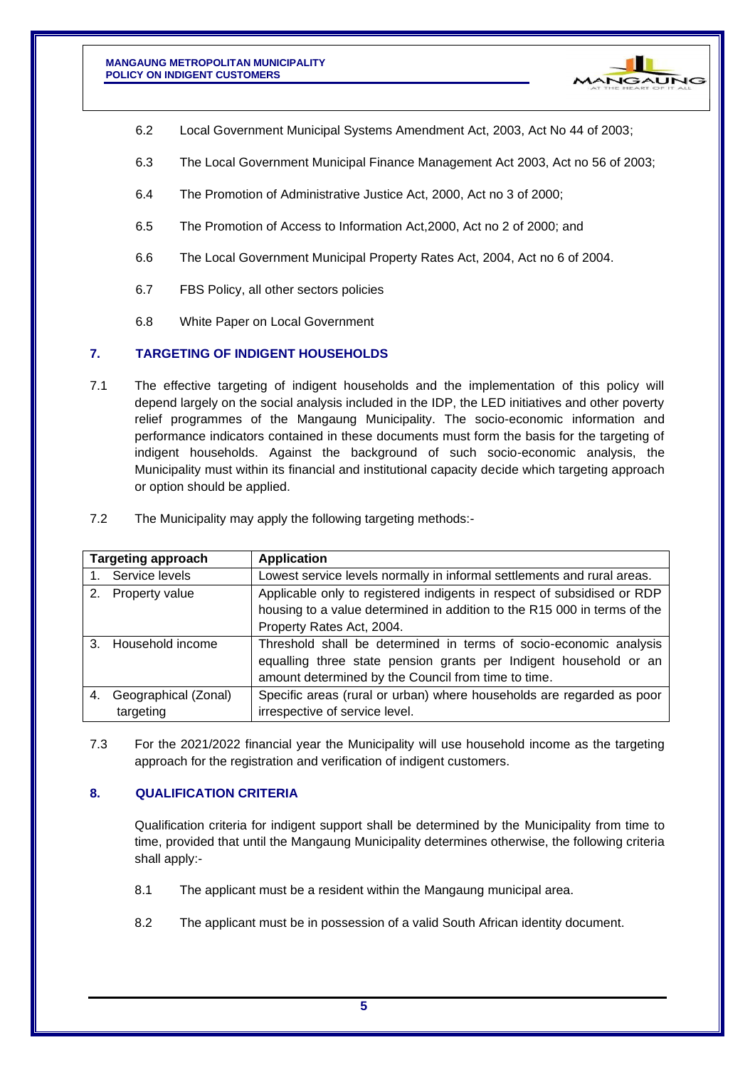6.2 Local Government Municipal Systems Amendment Act, 2003, Act No 44 of 2003;

6.3 The Local Government Municipal Finance Management Act 2003, Act no 56 of 2003;

6.4 The Promotion of Administrative Justice Act, 2000, Act no 3 of 2000;

6.5 The Promotion of Access to Information Act,2000, Act no 2 of 2000; and

6.6 The Local Government Municipal Property Rates Act, 2004, Act no 6 of 2004.

6.7 FBS Policy, all other sectors policies

6.8 White Paper on Local Government

## 7. TARGETING OF INDIGENT HOUSEHOLDS

7.1 The effective targeting of indigent households and the implementation of this policy will depend largely on the social analysis included in the IDP, the LED initiatives and other poverty relief programmes of the Mangaung Municipality. The socio-economic information and performance indicators contained in these documents must form the basis for the targeting of indigent households. Against the background of such socio-economic analysis, the Municipality must within its financial and institutional capacity decide which targeting approach or option should be applied.

7.2 The Municipality may apply the following targeting methods:-

| Targeting approach | Application |
|---|---|
| 1. Service levels | Lowest service levels normally in informal settlements and rural areas. |
| 2. Property value | Applicable only to registered indigents in respect of subsidised or RDP housing to a value determined in addition to the R15 000 in terms of the Property Rates Act, 2004. |
| 3. Household income | Threshold shall be determined in terms of socio-economic analysis equalling three state pension grants per Indigent household or an amount determined by the Council from time to time. |
| 4. Geographical (Zonal) targeting | Specific areas (rural or urban) where households are regarded as poor irrespective of service level. |

7.3 For the 2021/2022 financial year the Municipality will use household income as the targeting approach for the registration and verification of indigent customers.

## 8. QUALIFICATION CRITERIA

Qualification criteria for indigent support shall be determined by the Municipality from time to time, provided that until the Mangaung Municipality determines otherwise, the following criteria shall apply:-

8.1 The applicant must be a resident within the Mangaung municipal area.

8.2 The applicant must be in possession of a valid South African identity document.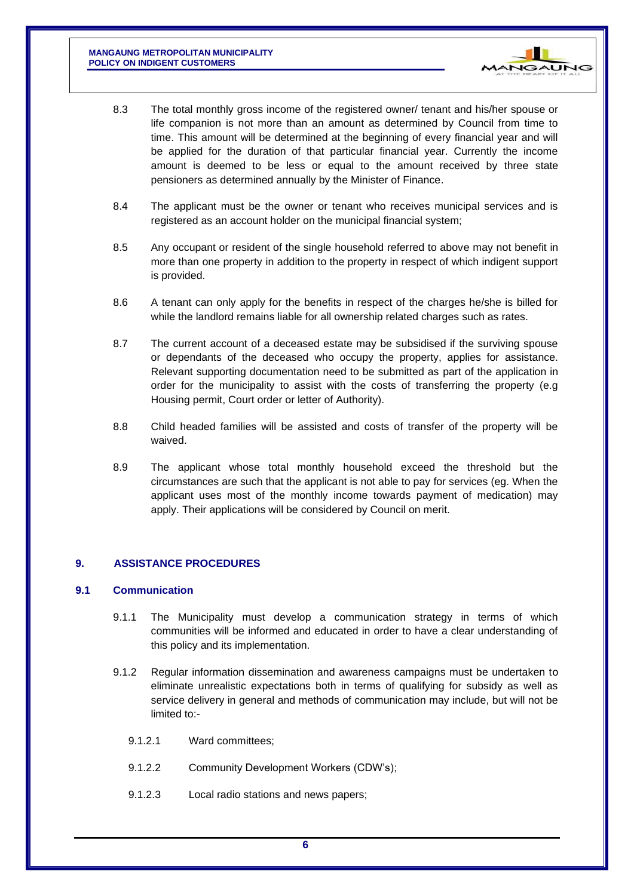8.3 The total monthly gross income of the registered owner/ tenant and his/her spouse or life companion is not more than an amount as determined by Council from time to time. This amount will be determined at the beginning of every financial year and will be applied for the duration of that particular financial year. Currently the income amount is deemed to be less or equal to the amount received by three state pensioners as determined annually by the Minister of Finance.

8.4 The applicant must be the owner or tenant who receives municipal services and is registered as an account holder on the municipal financial system;

8.5 Any occupant or resident of the single household referred to above may not benefit in more than one property in addition to the property in respect of which indigent support is provided.

8.6 A tenant can only apply for the benefits in respect of the charges he/she is billed for while the landlord remains liable for all ownership related charges such as rates.

8.7 The current account of a deceased estate may be subsidised if the surviving spouse or dependants of the deceased who occupy the property, applies for assistance. Relevant supporting documentation need to be submitted as part of the application in order for the municipality to assist with the costs of transferring the property (e.g Housing permit, Court order or letter of Authority).

8.8 Child headed families will be assisted and costs of transfer of the property will be waived.

8.9 The applicant whose total monthly household exceed the threshold but the circumstances are such that the applicant is not able to pay for services (eg. When the applicant uses most of the monthly income towards payment of medication) may apply. Their applications will be considered by Council on merit.

## 9. ASSISTANCE PROCEDURES

### 9.1 Communication

9.1.1 The Municipality must develop a communication strategy in terms of which communities will be informed and educated in order to have a clear understanding of this policy and its implementation.

9.1.2 Regular information dissemination and awareness campaigns must be undertaken to eliminate unrealistic expectations both in terms of qualifying for subsidy as well as service delivery in general and methods of communication may include, but will not be limited to:-

9.1.2.1 Ward committees;

9.1.2.2 Community Development Workers (CDW's);

9.1.2.3 Local radio stations and news papers;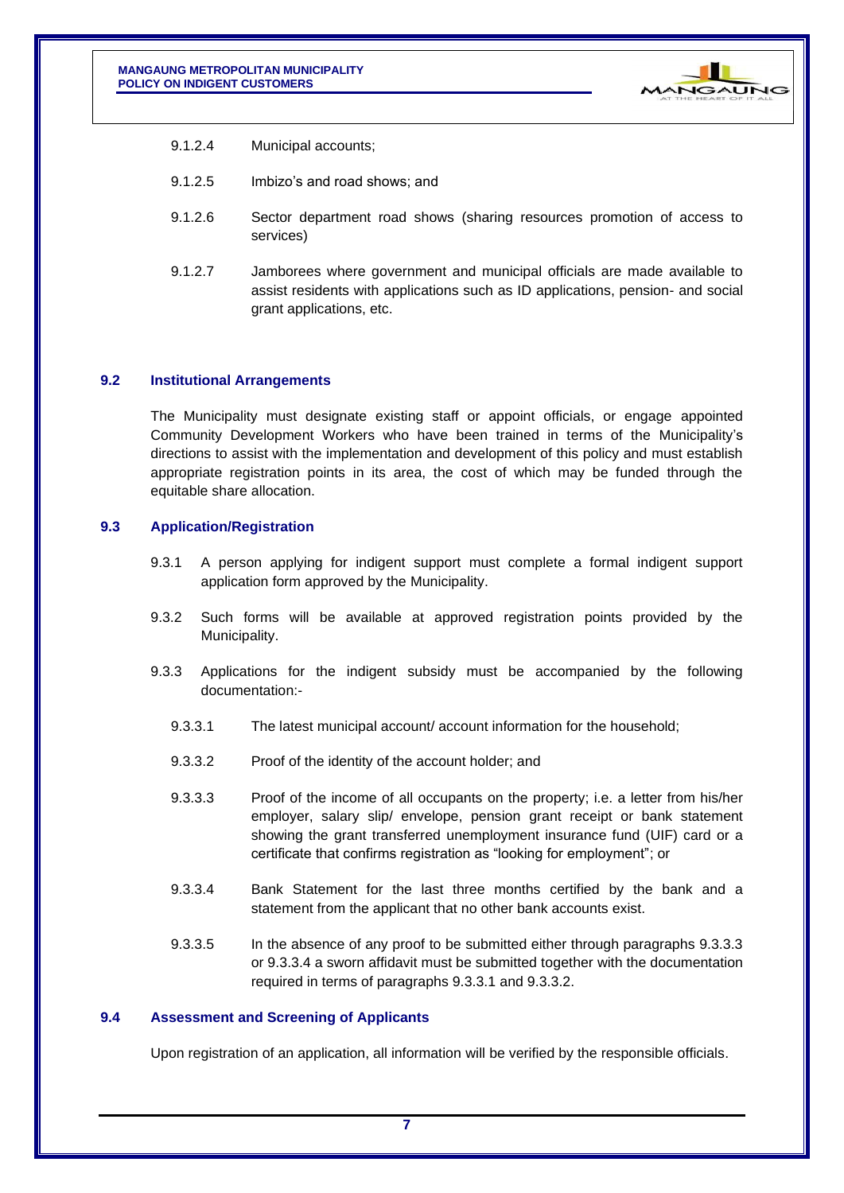9.1.2.4 Municipal accounts;

9.1.2.5 Imbizo's and road shows; and

9.1.2.6 Sector department road shows (sharing resources promotion of access to services)

9.1.2.7 Jamborees where government and municipal officials are made available to assist residents with applications such as ID applications, pension- and social grant applications, etc.

### 9.2 Institutional Arrangements

The Municipality must designate existing staff or appoint officials, or engage appointed Community Development Workers who have been trained in terms of the Municipality's directions to assist with the implementation and development of this policy and must establish appropriate registration points in its area, the cost of which may be funded through the equitable share allocation.

### 9.3 Application/Registration

9.3.1 A person applying for indigent support must complete a formal indigent support application form approved by the Municipality.

9.3.2 Such forms will be available at approved registration points provided by the Municipality.

9.3.3 Applications for the indigent subsidy must be accompanied by the following documentation:-

9.3.3.1 The latest municipal account/ account information for the household;

9.3.3.2 Proof of the identity of the account holder; and

9.3.3.3 Proof of the income of all occupants on the property; i.e. a letter from his/her employer, salary slip/ envelope, pension grant receipt or bank statement showing the grant transferred unemployment insurance fund (UIF) card or a certificate that confirms registration as "looking for employment"; or

9.3.3.4 Bank Statement for the last three months certified by the bank and a statement from the applicant that no other bank accounts exist.

9.3.3.5 In the absence of any proof to be submitted either through paragraphs 9.3.3.3 or 9.3.3.4 a sworn affidavit must be submitted together with the documentation required in terms of paragraphs 9.3.3.1 and 9.3.3.2.

### 9.4 Assessment and Screening of Applicants

Upon registration of an application, all information will be verified by the responsible officials.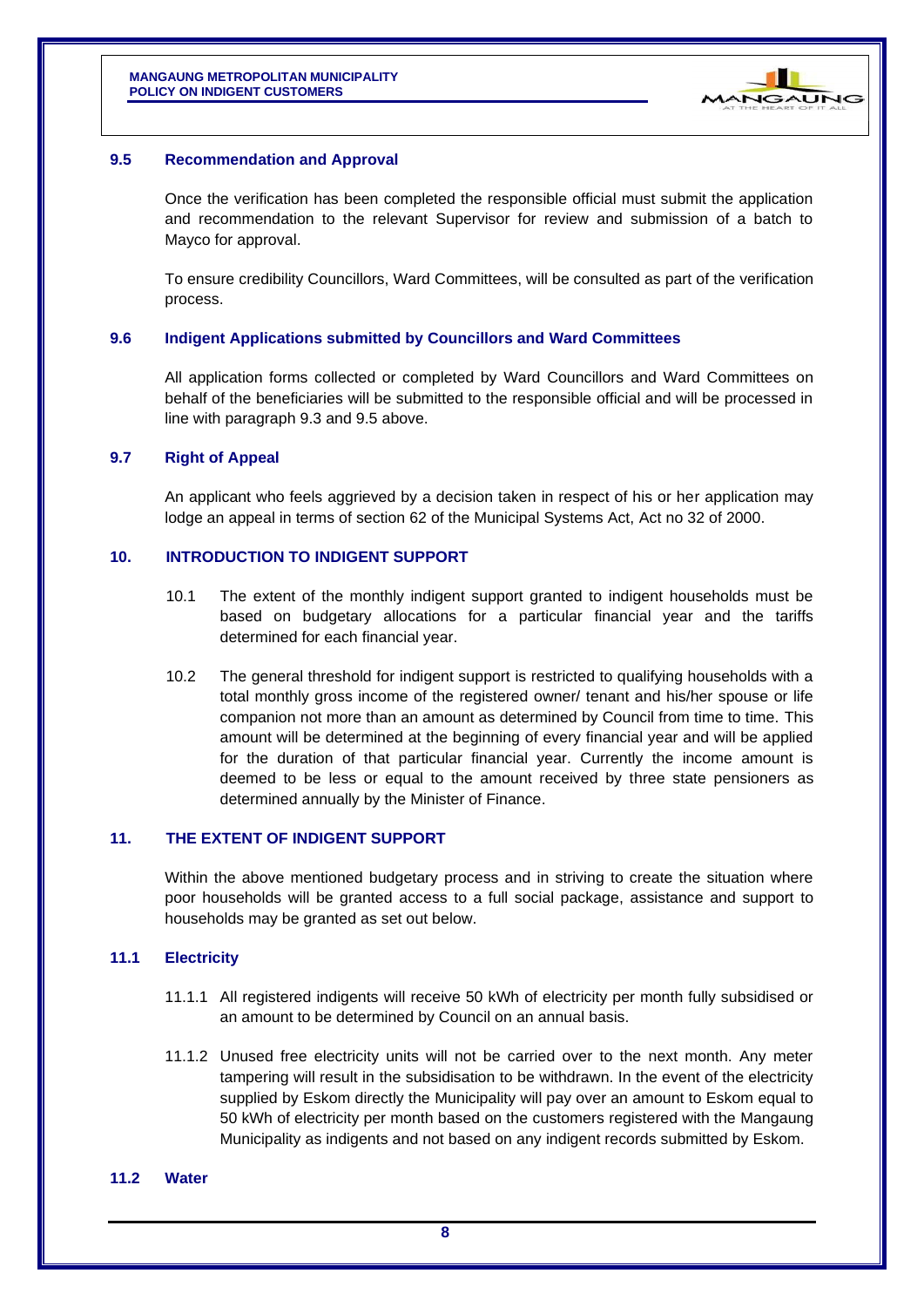### 9.5 Recommendation and Approval

Once the verification has been completed the responsible official must submit the application and recommendation to the relevant Supervisor for review and submission of a batch to Mayco for approval.

To ensure credibility Councillors, Ward Committees, will be consulted as part of the verification process.

### 9.6 Indigent Applications submitted by Councillors and Ward Committees

All application forms collected or completed by Ward Councillors and Ward Committees on behalf of the beneficiaries will be submitted to the responsible official and will be processed in line with paragraph 9.3 and 9.5 above.

### 9.7 Right of Appeal

An applicant who feels aggrieved by a decision taken in respect of his or her application may lodge an appeal in terms of section 62 of the Municipal Systems Act, Act no 32 of 2000.

## 10. INTRODUCTION TO INDIGENT SUPPORT

10.1 The extent of the monthly indigent support granted to indigent households must be based on budgetary allocations for a particular financial year and the tariffs determined for each financial year.

10.2 The general threshold for indigent support is restricted to qualifying households with a total monthly gross income of the registered owner/ tenant and his/her spouse or life companion not more than an amount as determined by Council from time to time. This amount will be determined at the beginning of every financial year and will be applied for the duration of that particular financial year. Currently the income amount is deemed to be less or equal to the amount received by three state pensioners as determined annually by the Minister of Finance.

## 11. THE EXTENT OF INDIGENT SUPPORT

Within the above mentioned budgetary process and in striving to create the situation where poor households will be granted access to a full social package, assistance and support to households may be granted as set out below.

### 11.1 Electricity

11.1.1 All registered indigents will receive 50 kWh of electricity per month fully subsidised or an amount to be determined by Council on an annual basis.

11.1.2 Unused free electricity units will not be carried over to the next month. Any meter tampering will result in the subsidisation to be withdrawn. In the event of the electricity supplied by Eskom directly the Municipality will pay over an amount to Eskom equal to 50 kWh of electricity per month based on the customers registered with the Mangaung Municipality as indigents and not based on any indigent records submitted by Eskom.

### 11.2 Water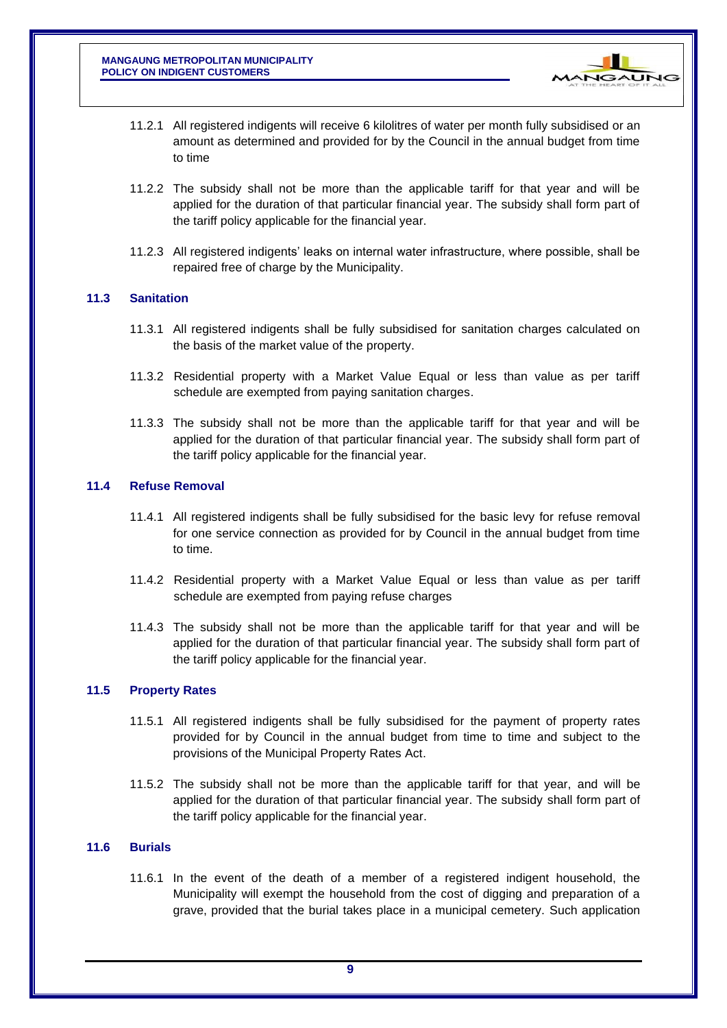11.2.1 All registered indigents will receive 6 kilolitres of water per month fully subsidised or an amount as determined and provided for by the Council in the annual budget from time to time

11.2.2 The subsidy shall not be more than the applicable tariff for that year and will be applied for the duration of that particular financial year. The subsidy shall form part of the tariff policy applicable for the financial year.

11.2.3 All registered indigents' leaks on internal water infrastructure, where possible, shall be repaired free of charge by the Municipality.

### 11.3 Sanitation

11.3.1 All registered indigents shall be fully subsidised for sanitation charges calculated on the basis of the market value of the property.

11.3.2 Residential property with a Market Value Equal or less than value as per tariff schedule are exempted from paying sanitation charges.

11.3.3 The subsidy shall not be more than the applicable tariff for that year and will be applied for the duration of that particular financial year. The subsidy shall form part of the tariff policy applicable for the financial year.

### 11.4 Refuse Removal

11.4.1 All registered indigents shall be fully subsidised for the basic levy for refuse removal for one service connection as provided for by Council in the annual budget from time to time.

11.4.2 Residential property with a Market Value Equal or less than value as per tariff schedule are exempted from paying refuse charges

11.4.3 The subsidy shall not be more than the applicable tariff for that year and will be applied for the duration of that particular financial year. The subsidy shall form part of the tariff policy applicable for the financial year.

### 11.5 Property Rates

11.5.1 All registered indigents shall be fully subsidised for the payment of property rates provided for by Council in the annual budget from time to time and subject to the provisions of the Municipal Property Rates Act.

11.5.2 The subsidy shall not be more than the applicable tariff for that year, and will be applied for the duration of that particular financial year. The subsidy shall form part of the tariff policy applicable for the financial year.

### 11.6 Burials

11.6.1 In the event of the death of a member of a registered indigent household, the Municipality will exempt the household from the cost of digging and preparation of a grave, provided that the burial takes place in a municipal cemetery. Such application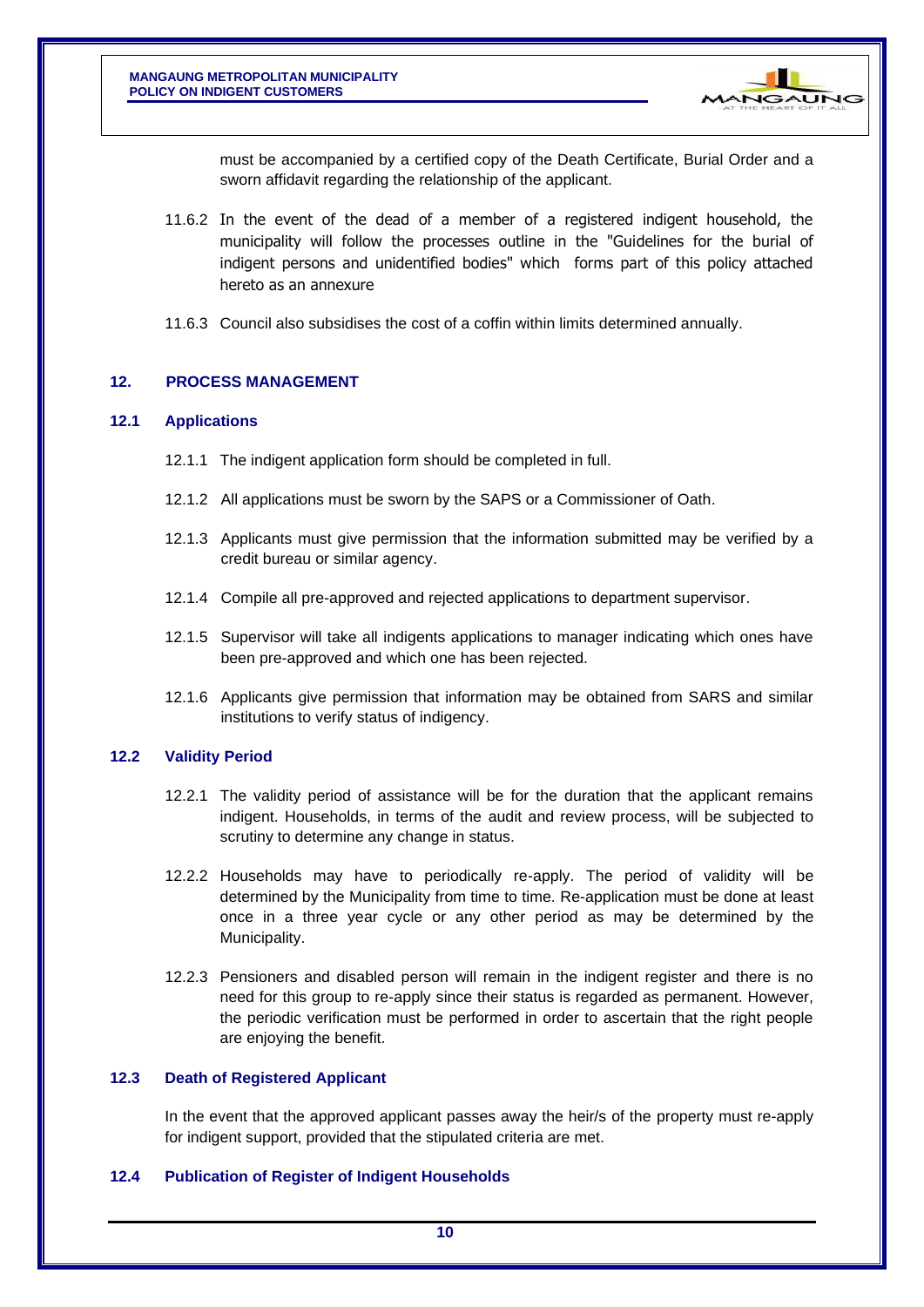must be accompanied by a certified copy of the Death Certificate, Burial Order and a sworn affidavit regarding the relationship of the applicant.

11.6.2 In the event of the dead of a member of a registered indigent household, the municipality will follow the processes outline in the "Guidelines for the burial of indigent persons and unidentified bodies" which forms part of this policy attached hereto as an annexure

11.6.3 Council also subsidises the cost of a coffin within limits determined annually.

## 12. PROCESS MANAGEMENT

### 12.1 Applications

12.1.1 The indigent application form should be completed in full.

12.1.2 All applications must be sworn by the SAPS or a Commissioner of Oath.

12.1.3 Applicants must give permission that the information submitted may be verified by a credit bureau or similar agency.

12.1.4 Compile all pre-approved and rejected applications to department supervisor.

12.1.5 Supervisor will take all indigents applications to manager indicating which ones have been pre-approved and which one has been rejected.

12.1.6 Applicants give permission that information may be obtained from SARS and similar institutions to verify status of indigency.

### 12.2 Validity Period

12.2.1 The validity period of assistance will be for the duration that the applicant remains indigent. Households, in terms of the audit and review process, will be subjected to scrutiny to determine any change in status.

12.2.2 Households may have to periodically re-apply. The period of validity will be determined by the Municipality from time to time. Re-application must be done at least once in a three year cycle or any other period as may be determined by the Municipality.

12.2.3 Pensioners and disabled person will remain in the indigent register and there is no need for this group to re-apply since their status is regarded as permanent. However, the periodic verification must be performed in order to ascertain that the right people are enjoying the benefit.

### 12.3 Death of Registered Applicant

In the event that the approved applicant passes away the heir/s of the property must re-apply for indigent support, provided that the stipulated criteria are met.

### 12.4 Publication of Register of Indigent Households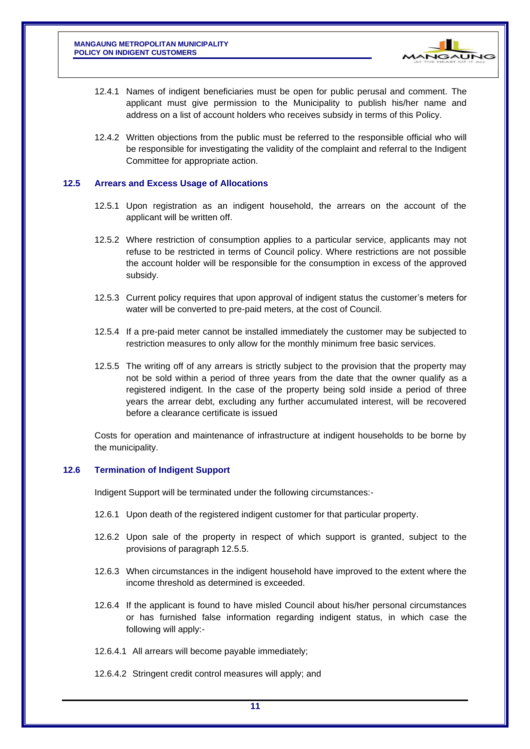12.4.1 Names of indigent beneficiaries must be open for public perusal and comment. The applicant must give permission to the Municipality to publish his/her name and address on a list of account holders who receives subsidy in terms of this Policy.

12.4.2 Written objections from the public must be referred to the responsible official who will be responsible for investigating the validity of the complaint and referral to the Indigent Committee for appropriate action.

### 12.5 Arrears and Excess Usage of Allocations

12.5.1 Upon registration as an indigent household, the arrears on the account of the applicant will be written off.

12.5.2 Where restriction of consumption applies to a particular service, applicants may not refuse to be restricted in terms of Council policy. Where restrictions are not possible the account holder will be responsible for the consumption in excess of the approved subsidy.

12.5.3 Current policy requires that upon approval of indigent status the customer's meters for water will be converted to pre-paid meters, at the cost of Council.

12.5.4 If a pre-paid meter cannot be installed immediately the customer may be subjected to restriction measures to only allow for the monthly minimum free basic services.

12.5.5 The writing off of any arrears is strictly subject to the provision that the property may not be sold within a period of three years from the date that the owner qualify as a registered indigent. In the case of the property being sold inside a period of three years the arrear debt, excluding any further accumulated interest, will be recovered before a clearance certificate is issued

Costs for operation and maintenance of infrastructure at indigent households to be borne by the municipality.

### 12.6 Termination of Indigent Support

Indigent Support will be terminated under the following circumstances:-

12.6.1 Upon death of the registered indigent customer for that particular property.

12.6.2 Upon sale of the property in respect of which support is granted, subject to the provisions of paragraph 12.5.5.

12.6.3 When circumstances in the indigent household have improved to the extent where the income threshold as determined is exceeded.

12.6.4 If the applicant is found to have misled Council about his/her personal circumstances or has furnished false information regarding indigent status, in which case the following will apply:-

12.6.4.1 All arrears will become payable immediately;

12.6.4.2 Stringent credit control measures will apply; and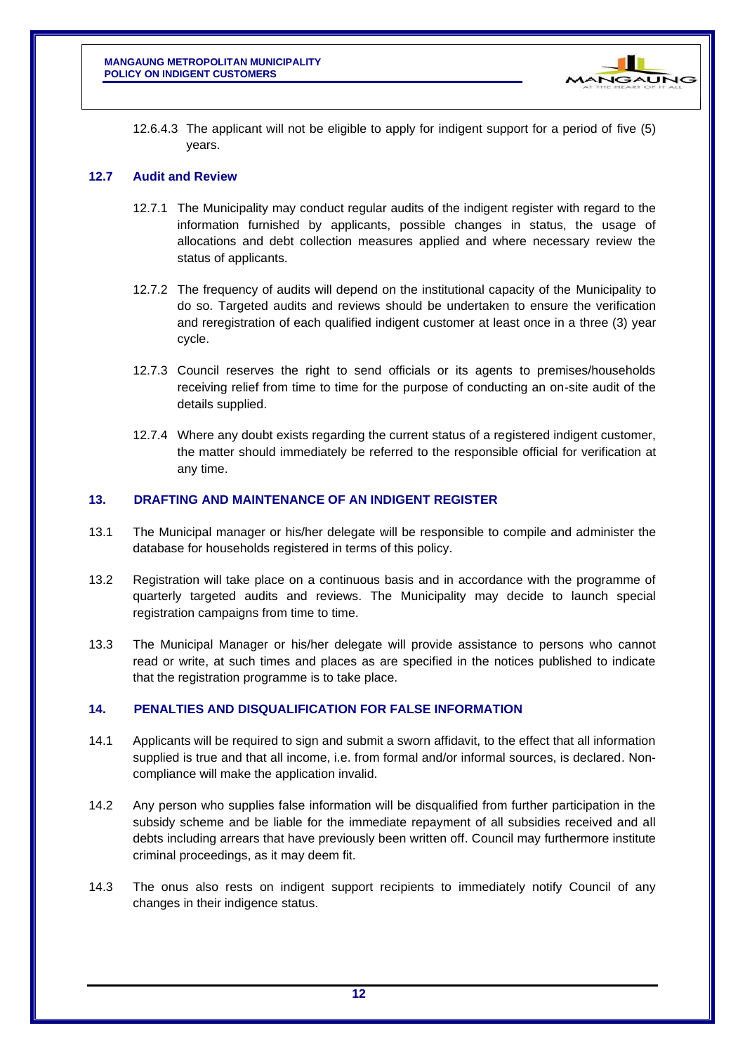12.6.4.3 The applicant will not be eligible to apply for indigent support for a period of five (5) years.

### 12.7 Audit and Review

12.7.1 The Municipality may conduct regular audits of the indigent register with regard to the information furnished by applicants, possible changes in status, the usage of allocations and debt collection measures applied and where necessary review the status of applicants.

12.7.2 The frequency of audits will depend on the institutional capacity of the Municipality to do so. Targeted audits and reviews should be undertaken to ensure the verification and reregistration of each qualified indigent customer at least once in a three (3) year cycle.

12.7.3 Council reserves the right to send officials or its agents to premises/households receiving relief from time to time for the purpose of conducting an on-site audit of the details supplied.

12.7.4 Where any doubt exists regarding the current status of a registered indigent customer, the matter should immediately be referred to the responsible official for verification at any time.

## 13. DRAFTING AND MAINTENANCE OF AN INDIGENT REGISTER

13.1 The Municipal manager or his/her delegate will be responsible to compile and administer the database for households registered in terms of this policy.

13.2 Registration will take place on a continuous basis and in accordance with the programme of quarterly targeted audits and reviews. The Municipality may decide to launch special registration campaigns from time to time.

13.3 The Municipal Manager or his/her delegate will provide assistance to persons who cannot read or write, at such times and places as are specified in the notices published to indicate that the registration programme is to take place.

## 14. PENALTIES AND DISQUALIFICATION FOR FALSE INFORMATION

14.1 Applicants will be required to sign and submit a sworn affidavit, to the effect that all information supplied is true and that all income, i.e. from formal and/or informal sources, is declared. Non-compliance will make the application invalid.

14.2 Any person who supplies false information will be disqualified from further participation in the subsidy scheme and be liable for the immediate repayment of all subsidies received and all debts including arrears that have previously been written off. Council may furthermore institute criminal proceedings, as it may deem fit.

14.3 The onus also rests on indigent support recipients to immediately notify Council of any changes in their indigence status.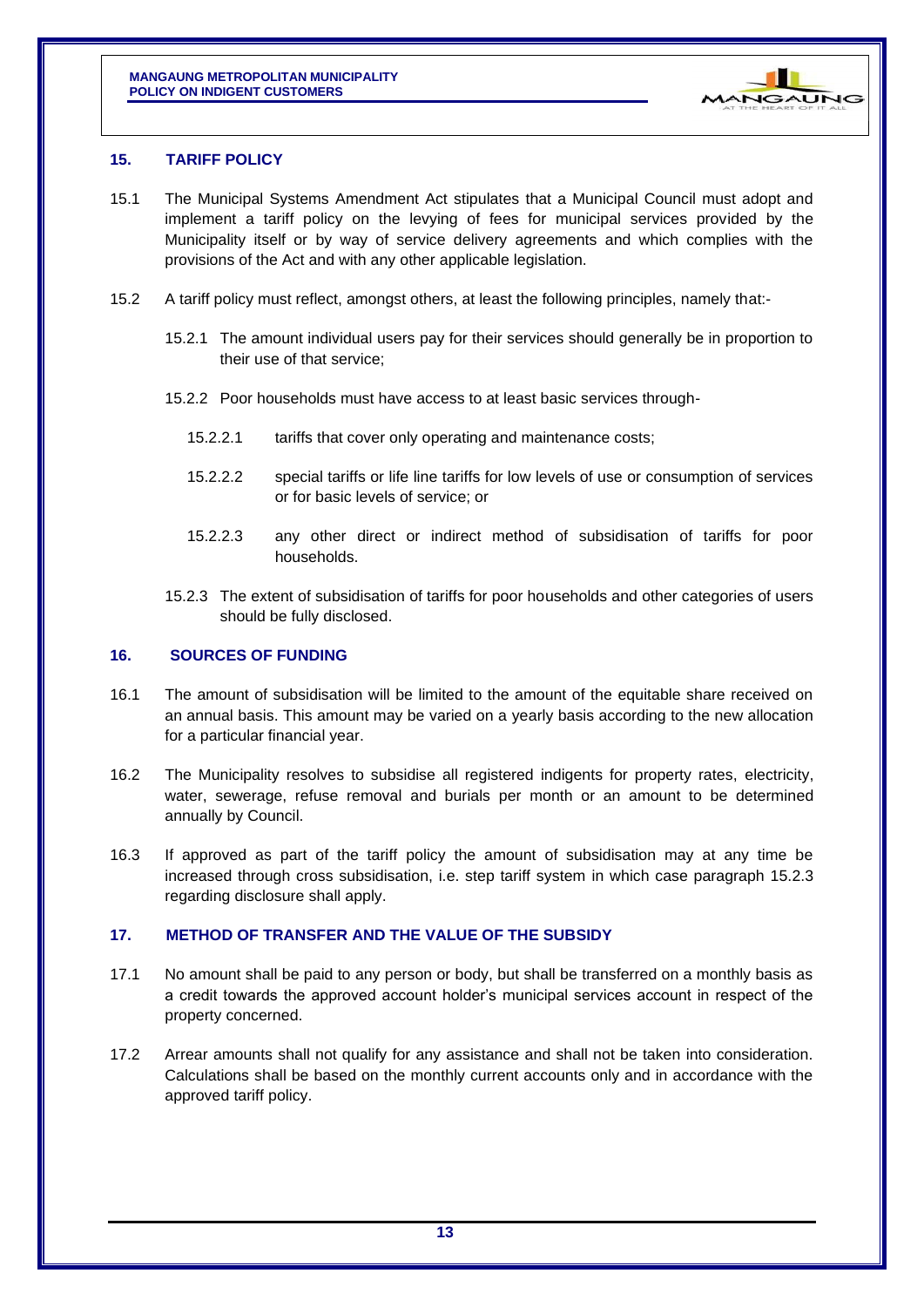## 15. TARIFF POLICY

15.1 The Municipal Systems Amendment Act stipulates that a Municipal Council must adopt and implement a tariff policy on the levying of fees for municipal services provided by the Municipality itself or by way of service delivery agreements and which complies with the provisions of the Act and with any other applicable legislation.

15.2 A tariff policy must reflect, amongst others, at least the following principles, namely that:-

15.2.1 The amount individual users pay for their services should generally be in proportion to their use of that service;

15.2.2 Poor households must have access to at least basic services through-

15.2.2.1 tariffs that cover only operating and maintenance costs;

15.2.2.2 special tariffs or life line tariffs for low levels of use or consumption of services or for basic levels of service; or

15.2.2.3 any other direct or indirect method of subsidisation of tariffs for poor households.

15.2.3 The extent of subsidisation of tariffs for poor households and other categories of users should be fully disclosed.

## 16. SOURCES OF FUNDING

16.1 The amount of subsidisation will be limited to the amount of the equitable share received on an annual basis. This amount may be varied on a yearly basis according to the new allocation for a particular financial year.

16.2 The Municipality resolves to subsidise all registered indigents for property rates, electricity, water, sewerage, refuse removal and burials per month or an amount to be determined annually by Council.

16.3 If approved as part of the tariff policy the amount of subsidisation may at any time be increased through cross subsidisation, i.e. step tariff system in which case paragraph 15.2.3 regarding disclosure shall apply.

## 17. METHOD OF TRANSFER AND THE VALUE OF THE SUBSIDY

17.1 No amount shall be paid to any person or body, but shall be transferred on a monthly basis as a credit towards the approved account holder's municipal services account in respect of the property concerned.

17.2 Arrear amounts shall not qualify for any assistance and shall not be taken into consideration. Calculations shall be based on the monthly current accounts only and in accordance with the approved tariff policy.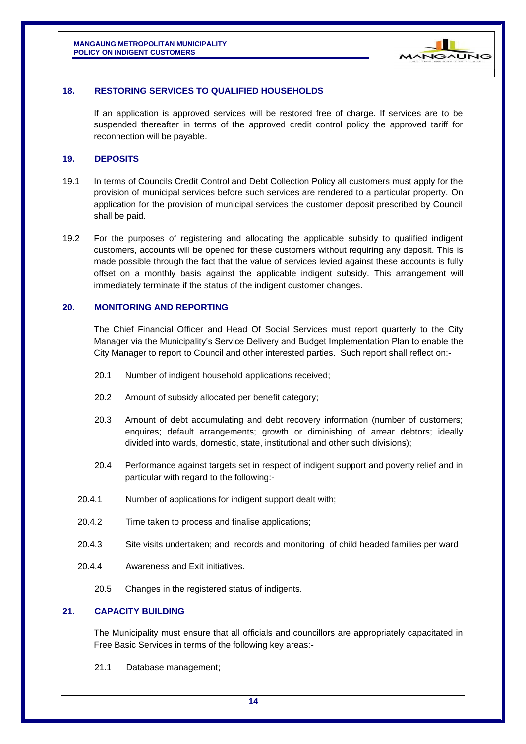## 18. RESTORING SERVICES TO QUALIFIED HOUSEHOLDS

If an application is approved services will be restored free of charge. If services are to be suspended thereafter in terms of the approved credit control policy the approved tariff for reconnection will be payable.

## 19. DEPOSITS

19.1 In terms of Councils Credit Control and Debt Collection Policy all customers must apply for the provision of municipal services before such services are rendered to a particular property. On application for the provision of municipal services the customer deposit prescribed by Council shall be paid.

19.2 For the purposes of registering and allocating the applicable subsidy to qualified indigent customers, accounts will be opened for these customers without requiring any deposit. This is made possible through the fact that the value of services levied against these accounts is fully offset on a monthly basis against the applicable indigent subsidy. This arrangement will immediately terminate if the status of the indigent customer changes.

## 20. MONITORING AND REPORTING

The Chief Financial Officer and Head Of Social Services must report quarterly to the City Manager via the Municipality's Service Delivery and Budget Implementation Plan to enable the City Manager to report to Council and other interested parties. Such report shall reflect on:-

20.1 Number of indigent household applications received;

20.2 Amount of subsidy allocated per benefit category;

20.3 Amount of debt accumulating and debt recovery information (number of customers; enquires; default arrangements; growth or diminishing of arrear debtors; ideally divided into wards, domestic, state, institutional and other such divisions);

20.4 Performance against targets set in respect of indigent support and poverty relief and in particular with regard to the following:-

20.4.1 Number of applications for indigent support dealt with;

20.4.2 Time taken to process and finalise applications;

20.4.3 Site visits undertaken; and records and monitoring of child headed families per ward

20.4.4 Awareness and Exit initiatives.

20.5 Changes in the registered status of indigents.

## 21. CAPACITY BUILDING

The Municipality must ensure that all officials and councillors are appropriately capacitated in Free Basic Services in terms of the following key areas:-

21.1 Database management;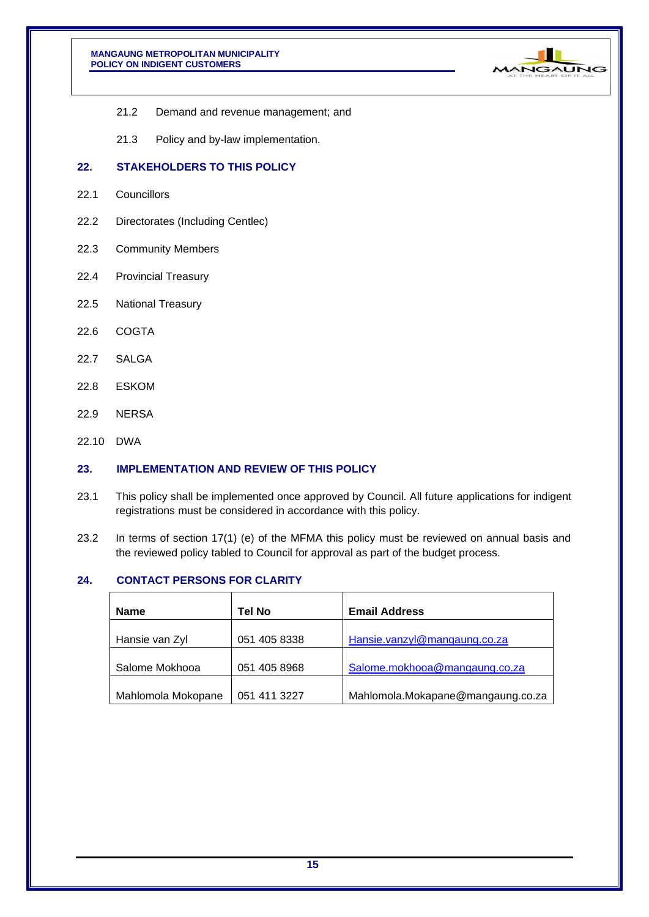21.2 Demand and revenue management; and

21.3 Policy and by-law implementation.

## 22. STAKEHOLDERS TO THIS POLICY

22.1 Councillors

22.2 Directorates (Including Centlec)

22.3 Community Members

22.4 Provincial Treasury

22.5 National Treasury

22.6 COGTA

22.7 SALGA

22.8 ESKOM

22.9 NERSA

22.10 DWA

## 23. IMPLEMENTATION AND REVIEW OF THIS POLICY

23.1 This policy shall be implemented once approved by Council. All future applications for indigent registrations must be considered in accordance with this policy.

23.2 In terms of section 17(1) (e) of the MFMA this policy must be reviewed on annual basis and the reviewed policy tabled to Council for approval as part of the budget process.

## 24. CONTACT PERSONS FOR CLARITY

| Name | Tel No | Email Address |
|---|---|---|
| Hansie van Zyl | 051 405 8338 | Hansie.vanzyl@mangaung.co.za |
| Salome Mokhooa | 051 405 8968 | Salome.mokhooa@mangaung.co.za |
| Mahlomola Mokopane | 051 411 3227 | Mahlomola.Mokapane@mangaung.co.za |